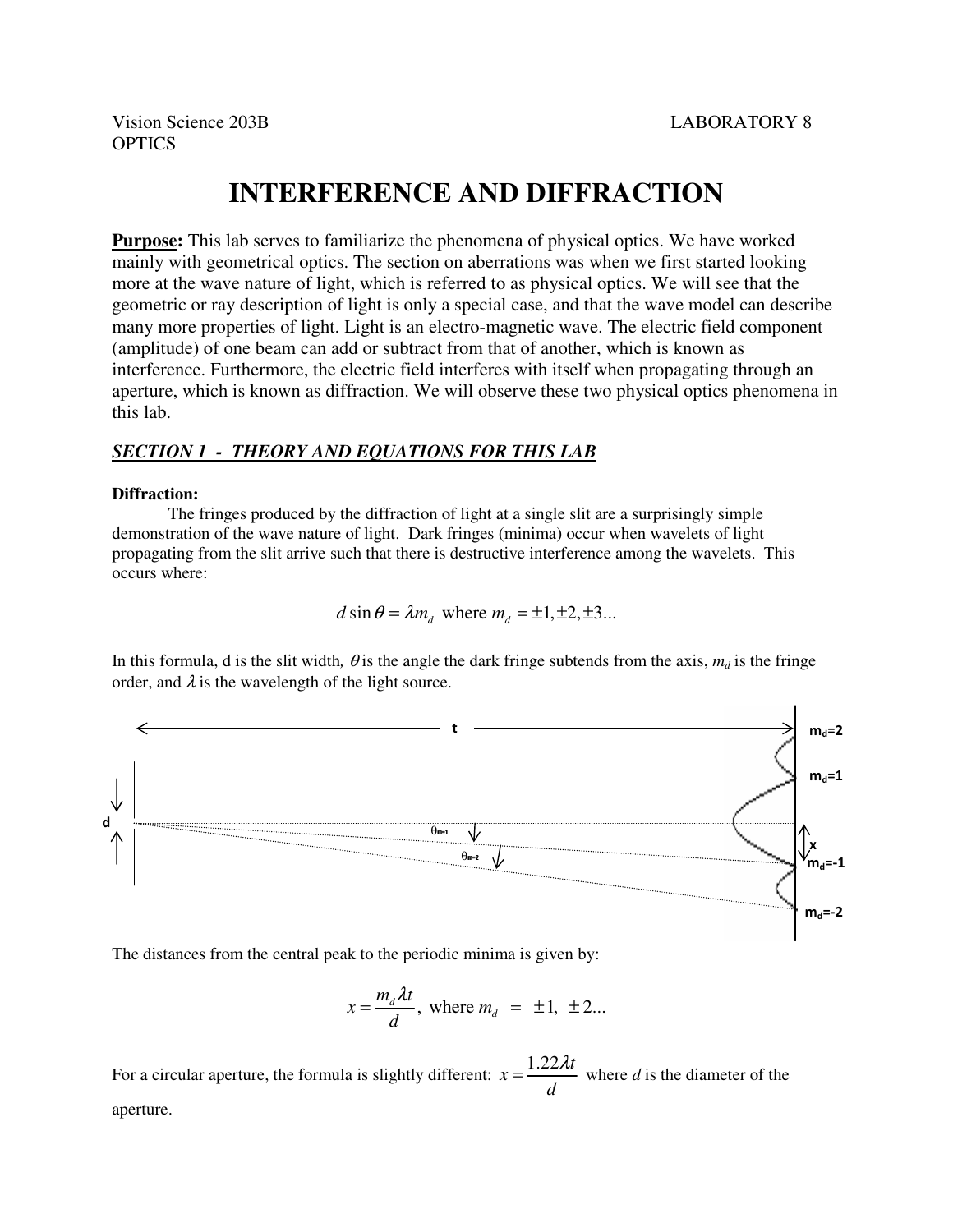Vision Science 203B LABORATORY 8
OPTICS

# INTERFERENCE AND DIFFRACTION

**Purpose:** This lab serves to familiarize the phenomena of physical optics. We have worked mainly with geometrical optics. The section on aberrations was when we first started looking more at the wave nature of light, which is referred to as physical optics. We will see that the geometric or ray description of light is only a special case, and that the wave model can describe many more properties of light. Light is an electro-magnetic wave. The electric field component (amplitude) of one beam can add or subtract from that of another, which is known as interference. Furthermore, the electric field interferes with itself when propagating through an aperture, which is known as diffraction. We will observe these two physical optics phenomena in this lab.

## ***SECTION 1 - THEORY AND EQUATIONS FOR THIS LAB***

**Diffraction:**

The fringes produced by the diffraction of light at a single slit are a surprisingly simple demonstration of the wave nature of light. Dark fringes (minima) occur when wavelets of light propagating from the slit arrive such that there is destructive interference among the wavelets. This occurs where:

$$d \sin\theta = \lambda m_d \text{ where } m_d = \pm 1, \pm 2, \pm 3...$$

In this formula, d is the slit width, $\theta$ is the angle the dark fringe subtends from the axis, $m_d$ is the fringe order, and $\lambda$ is the wavelength of the light source.

The distances from the central peak to the periodic minima is given by:

$$x = \frac{m_d \lambda t}{d}, \text{ where } m_d = \pm 1, \pm 2...$$

For a circular aperture, the formula is slightly different: $x = \dfrac{1.22\lambda t}{d}$ where $d$ is the diameter of the aperture.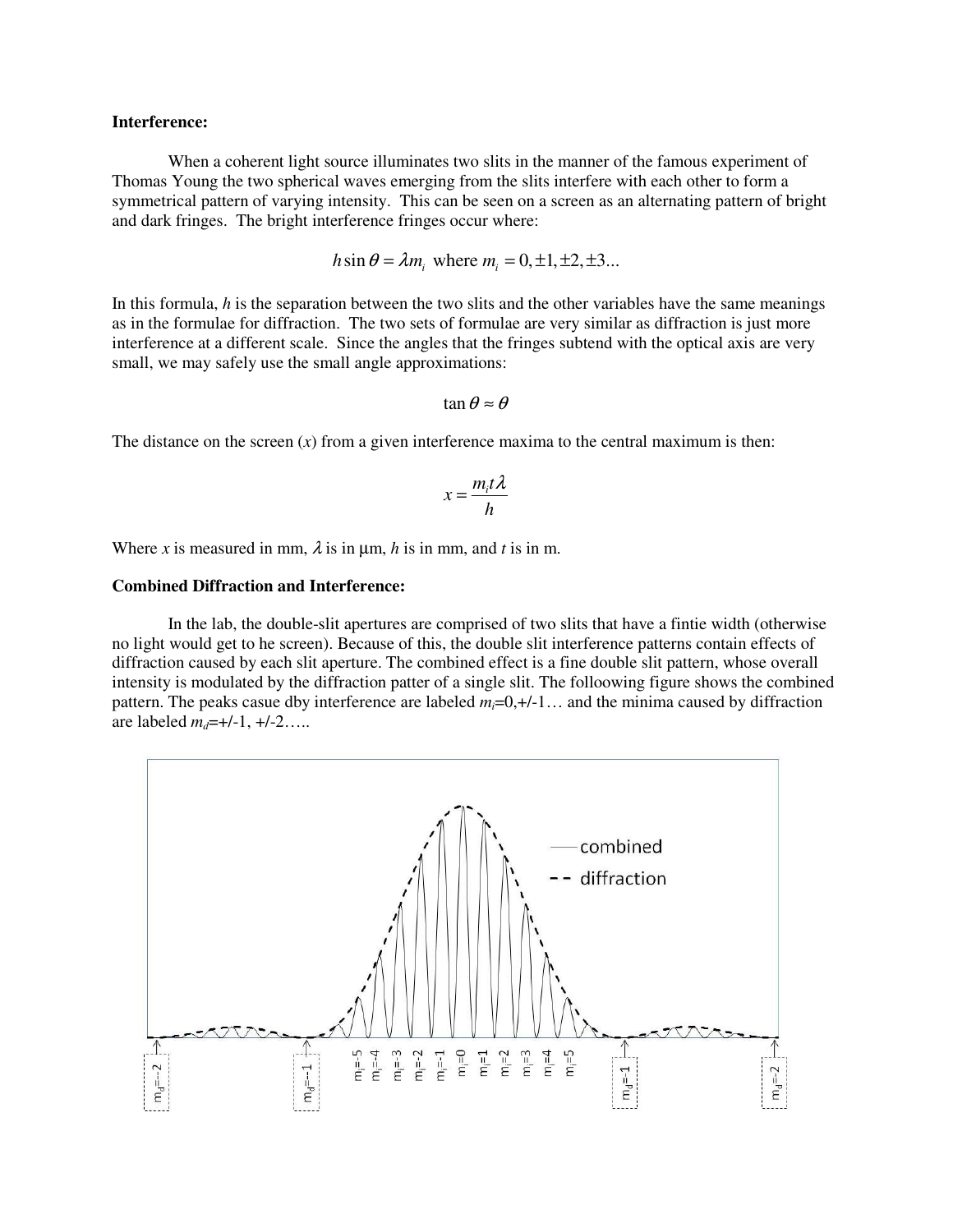**Interference:**

When a coherent light source illuminates two slits in the manner of the famous experiment of Thomas Young the two spherical waves emerging from the slits interfere with each other to form a symmetrical pattern of varying intensity. This can be seen on a screen as an alternating pattern of bright and dark fringes. The bright interference fringes occur where:

$$h \sin \theta = \lambda m_i \text{ where } m_i = 0, \pm 1, \pm 2, \pm 3...$$

In this formula, $h$ is the separation between the two slits and the other variables have the same meanings as in the formulae for diffraction. The two sets of formulae are very similar as diffraction is just more interference at a different scale. Since the angles that the fringes subtend with the optical axis are very small, we may safely use the small angle approximations:

$$\tan \theta \approx \theta$$

The distance on the screen ($x$) from a given interference maxima to the central maximum is then:

$$x = \frac{m_i t \lambda}{h}$$

Where $x$ is measured in mm, $\lambda$ is in μm, $h$ is in mm, and $t$ is in m.

**Combined Diffraction and Interference:**

In the lab, the double-slit apertures are comprised of two slits that have a fintie width (otherwise no light would get to he screen). Because of this, the double slit interference patterns contain effects of diffraction caused by each slit aperture. The combined effect is a fine double slit pattern, whose overall intensity is modulated by the diffraction patter of a single slit. The folloowing figure shows the combined pattern. The peaks casue dby interference are labeled $m_i$=0,+/-1… and the minima caused by diffraction are labeled $m_d$=+/-1, +/-2…..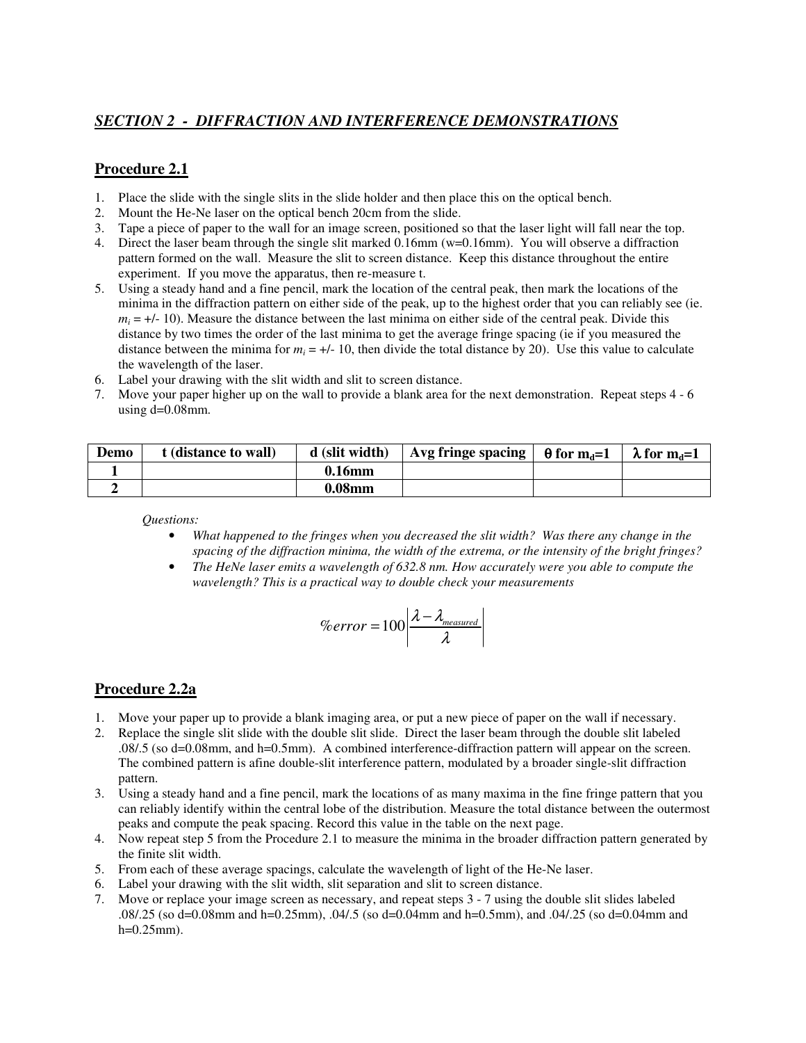## *SECTION 2 - DIFFRACTION AND INTERFERENCE DEMONSTRATIONS*

### Procedure 2.1

1. Place the slide with the single slits in the slide holder and then place this on the optical bench.
2. Mount the He-Ne laser on the optical bench 20cm from the slide.
3. Tape a piece of paper to the wall for an image screen, positioned so that the laser light will fall near the top.
4. Direct the laser beam through the single slit marked 0.16mm (w=0.16mm). You will observe a diffraction pattern formed on the wall. Measure the slit to screen distance. Keep this distance throughout the entire experiment. If you move the apparatus, then re-measure t.
5. Using a steady hand and a fine pencil, mark the location of the central peak, then mark the locations of the minima in the diffraction pattern on either side of the peak, up to the highest order that you can reliably see (ie. $m_i$ = +/- 10). Measure the distance between the last minima on either side of the central peak. Divide this distance by two times the order of the last minima to get the average fringe spacing (ie if you measured the distance between the minima for $m_i$ = +/- 10, then divide the total distance by 20). Use this value to calculate the wavelength of the laser.
6. Label your drawing with the slit width and slit to screen distance.
7. Move your paper higher up on the wall to provide a blank area for the next demonstration. Repeat steps 4 - 6 using d=0.08mm.

| Demo | t (distance to wall) | d (slit width) | Avg fringe spacing | $\theta$ for $m_d$=1 | $\lambda$ for $m_d$=1 |
|---|---|---|---|---|---|
| 1 | | 0.16mm | | | |
| 2 | | 0.08mm | | | |

*Questions:*

- *What happened to the fringes when you decreased the slit width? Was there any change in the spacing of the diffraction minima, the width of the extrema, or the intensity of the bright fringes?*
- *The HeNe laser emits a wavelength of 632.8 nm. How accurately were you able to compute the wavelength? This is a practical way to double check your measurements*

$$\%error = 100\left|\frac{\lambda - \lambda_{measured}}{\lambda}\right|$$

### Procedure 2.2a

1. Move your paper up to provide a blank imaging area, or put a new piece of paper on the wall if necessary.
2. Replace the single slit slide with the double slit slide. Direct the laser beam through the double slit labeled .08/.5 (so d=0.08mm, and h=0.5mm). A combined interference-diffraction pattern will appear on the screen. The combined pattern is afine double-slit interference pattern, modulated by a broader single-slit diffraction pattern.
3. Using a steady hand and a fine pencil, mark the locations of as many maxima in the fine fringe pattern that you can reliably identify within the central lobe of the distribution. Measure the total distance between the outermost peaks and compute the peak spacing. Record this value in the table on the next page.
4. Now repeat step 5 from the Procedure 2.1 to measure the minima in the broader diffraction pattern generated by the finite slit width.
5. From each of these average spacings, calculate the wavelength of light of the He-Ne laser.
6. Label your drawing with the slit width, slit separation and slit to screen distance.
7. Move or replace your image screen as necessary, and repeat steps 3 - 7 using the double slit slides labeled .08/.25 (so d=0.08mm and h=0.25mm), .04/.5 (so d=0.04mm and h=0.5mm), and .04/.25 (so d=0.04mm and h=0.25mm).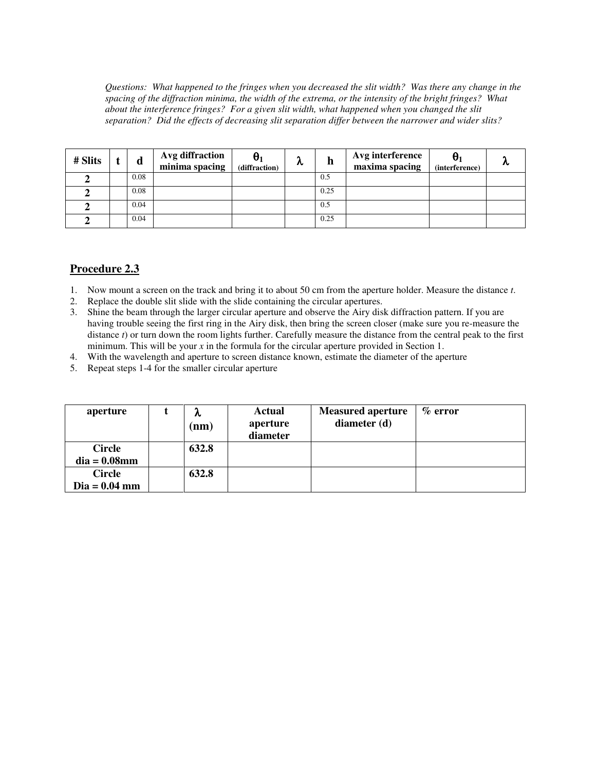*Questions: What happened to the fringes when you decreased the slit width? Was there any change in the spacing of the diffraction minima, the width of the extrema, or the intensity of the bright fringes? What about the interference fringes? For a given slit width, what happened when you changed the slit separation? Did the effects of decreasing slit separation differ between the narrower and wider slits?*

| # Slits | t | d | Avg diffraction minima spacing | $\theta_1$ (diffraction) | $\lambda$ | h | Avg interference maxima spacing | $\theta_1$ (interference) | $\lambda$ |
|---|---|---|---|---|---|---|---|---|---|
| **2** | | 0.08 | | | | 0.5 | | | |
| **2** | | 0.08 | | | | 0.25 | | | |
| **2** | | 0.04 | | | | 0.5 | | | |
| **2** | | 0.04 | | | | 0.25 | | | |

## Procedure 2.3

1. Now mount a screen on the track and bring it to about 50 cm from the aperture holder. Measure the distance *t*.
2. Replace the double slit slide with the slide containing the circular apertures.
3. Shine the beam through the larger circular aperture and observe the Airy disk diffraction pattern. If you are having trouble seeing the first ring in the Airy disk, then bring the screen closer (make sure you re-measure the distance *t*) or turn down the room lights further. Carefully measure the distance from the central peak to the first minimum. This will be your *x* in the formula for the circular aperture provided in Section 1.
4. With the wavelength and aperture to screen distance known, estimate the diameter of the aperture
5. Repeat steps 1-4 for the smaller circular aperture

| aperture | t | $\lambda$ (nm) | Actual aperture diameter | Measured aperture diameter (d) | % error |
|---|---|---|---|---|---|
| **Circle dia = 0.08mm** | | **632.8** | | | |
| **Circle Dia = 0.04 mm** | | **632.8** | | | |